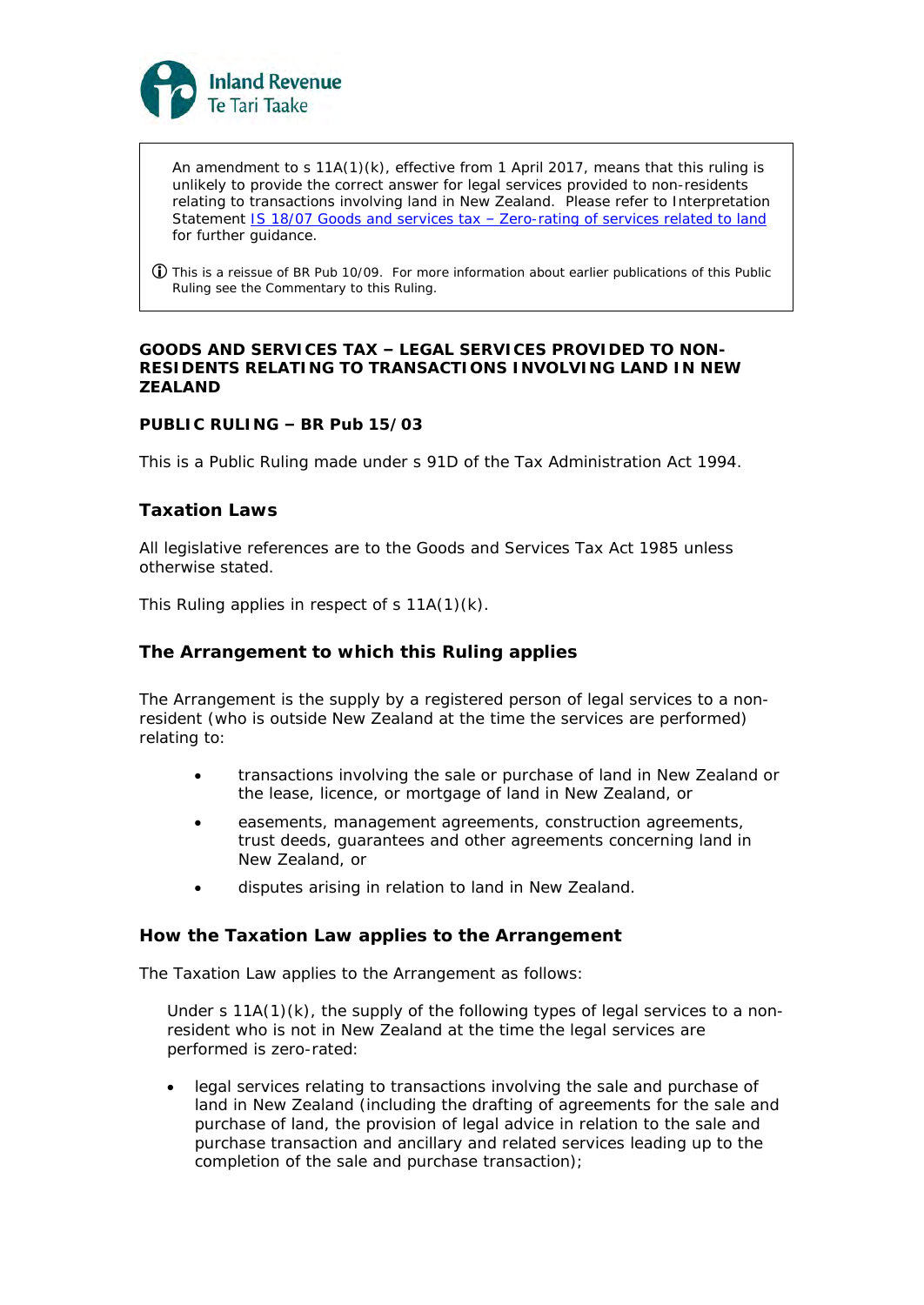Inland Revenue
Te Tari Taake

> An amendment to s 11A(1)(k), effective from 1 April 2017, means that this ruling is unlikely to provide the correct answer for legal services provided to non-residents relating to transactions involving land in New Zealand. Please refer to Interpretation Statement IS 18/07 Goods and services tax – Zero-rating of services related to land for further guidance.
>
> ⓘ This is a reissue of BR Pub 10/09. For more information about earlier publications of this Public Ruling see the Commentary to this Ruling.

**GOODS AND SERVICES TAX – LEGAL SERVICES PROVIDED TO NON-RESIDENTS RELATING TO TRANSACTIONS INVOLVING LAND IN NEW ZEALAND**

**PUBLIC RULING – BR Pub 15/03**

This is a Public Ruling made under s 91D of the Tax Administration Act 1994.

## Taxation Laws

All legislative references are to the Goods and Services Tax Act 1985 unless otherwise stated.

This Ruling applies in respect of s 11A(1)(k).

## The Arrangement to which this Ruling applies

The Arrangement is the supply by a registered person of legal services to a non-resident (who is outside New Zealand at the time the services are performed) relating to:

- transactions involving the sale or purchase of land in New Zealand or the lease, licence, or mortgage of land in New Zealand, or
- easements, management agreements, construction agreements, trust deeds, guarantees and other agreements concerning land in New Zealand, or
- disputes arising in relation to land in New Zealand.

## How the Taxation Law applies to the Arrangement

The Taxation Law applies to the Arrangement as follows:

Under s 11A(1)(k), the supply of the following types of legal services to a non-resident who is not in New Zealand at the time the legal services are performed is zero-rated:

- legal services relating to transactions involving the sale and purchase of land in New Zealand (including the drafting of agreements for the sale and purchase of land, the provision of legal advice in relation to the sale and purchase transaction and ancillary and related services leading up to the completion of the sale and purchase transaction);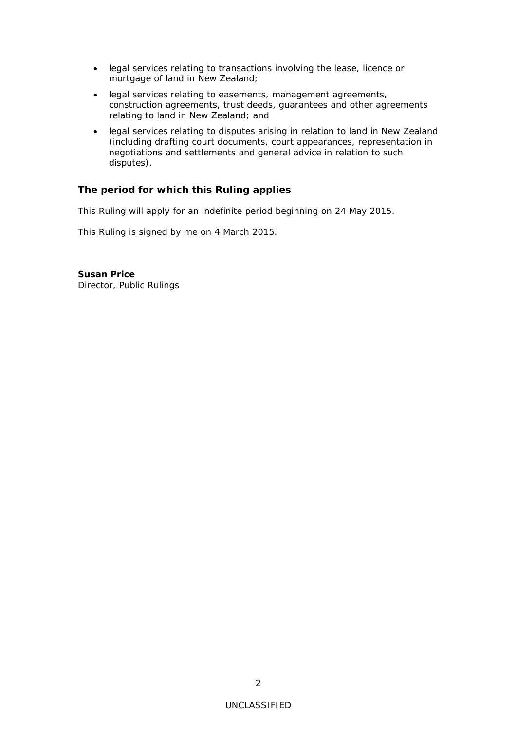- legal services relating to transactions involving the lease, licence or mortgage of land in New Zealand;
- legal services relating to easements, management agreements, construction agreements, trust deeds, guarantees and other agreements relating to land in New Zealand; and
- legal services relating to disputes arising in relation to land in New Zealand (including drafting court documents, court appearances, representation in negotiations and settlements and general advice in relation to such disputes).

### The period for which this Ruling applies

This Ruling will apply for an indefinite period beginning on 24 May 2015.

This Ruling is signed by me on 4 March 2015.

**Susan Price**
Director, Public Rulings

UNCLASSIFIED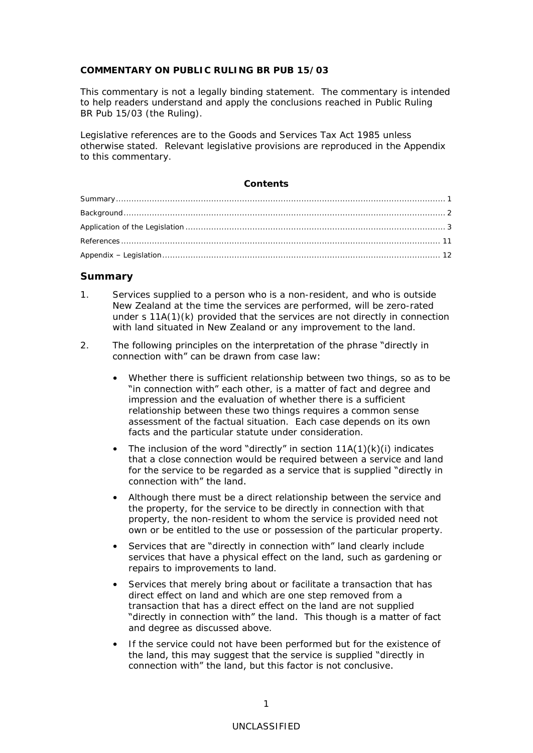**COMMENTARY ON PUBLIC RULING BR PUB 15/03**

This commentary is not a legally binding statement. The commentary is intended to help readers understand and apply the conclusions reached in Public Ruling BR Pub 15/03 (the Ruling).

Legislative references are to the Goods and Services Tax Act 1985 unless otherwise stated. Relevant legislative provisions are reproduced in the Appendix to this commentary.

**Contents**

Summary ..... 1
Background ..... 2
Application of the Legislation ..... 3
References ..... 11
Appendix – Legislation ..... 12

## Summary

1. Services supplied to a person who is a non-resident, and who is outside New Zealand at the time the services are performed, will be zero-rated under s 11A(1)(k) provided that the services are not directly in connection with land situated in New Zealand or any improvement to the land.

2. The following principles on the interpretation of the phrase "directly in connection with" can be drawn from case law:

   - Whether there is sufficient relationship between two things, so as to be "in connection with" each other, is a matter of fact and degree and impression and the evaluation of whether there is a sufficient relationship between these two things requires a common sense assessment of the factual situation. Each case depends on its own facts and the particular statute under consideration.
   - The inclusion of the word "directly" in section 11A(1)(k)(i) indicates that a close connection would be required between a service and land for the service to be regarded as a service that is supplied "directly in connection with" the land.
   - Although there must be a direct relationship between the service and the property, for the service to be directly in connection with that property, the non-resident to whom the service is provided need not own or be entitled to the use or possession of the particular property.
   - Services that are "directly in connection with" land clearly include services that have a physical effect on the land, such as gardening or repairs to improvements to land.
   - Services that merely bring about or facilitate a transaction that has direct effect on land and which are one step removed from a transaction that has a direct effect on the land are not supplied "directly in connection with" the land. This though is a matter of fact and degree as discussed above.
   - If the service could not have been performed but for the existence of the land, this may suggest that the service is supplied "directly in connection with" the land, but this factor is not conclusive.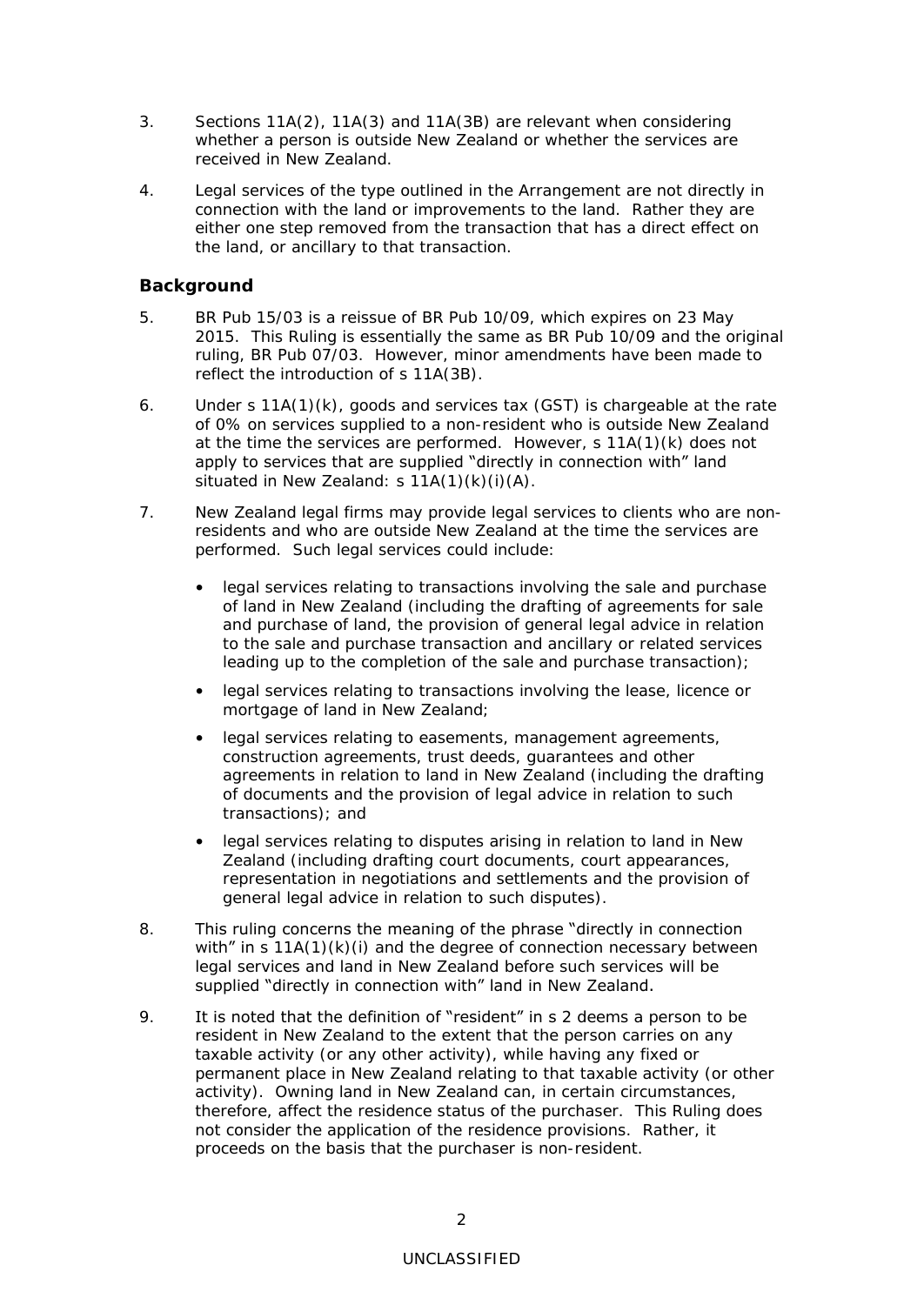3. Sections 11A(2), 11A(3) and 11A(3B) are relevant when considering whether a person is outside New Zealand or whether the services are received in New Zealand.

4. Legal services of the type outlined in the Arrangement are not directly in connection with the land or improvements to the land. Rather they are either one step removed from the transaction that has a direct effect on the land, or ancillary to that transaction.

## Background

5. BR Pub 15/03 is a reissue of BR Pub 10/09, which expires on 23 May 2015. This Ruling is essentially the same as BR Pub 10/09 and the original ruling, BR Pub 07/03. However, minor amendments have been made to reflect the introduction of s 11A(3B).

6. Under s 11A(1)(k), goods and services tax (GST) is chargeable at the rate of 0% on services supplied to a non-resident who is outside New Zealand at the time the services are performed. However, s 11A(1)(k) does not apply to services that are supplied "directly in connection with" land situated in New Zealand: s 11A(1)(k)(i)(A).

7. New Zealand legal firms may provide legal services to clients who are non-residents and who are outside New Zealand at the time the services are performed. Such legal services could include:

   - legal services relating to transactions involving the sale and purchase of land in New Zealand (including the drafting of agreements for sale and purchase of land, the provision of general legal advice in relation to the sale and purchase transaction and ancillary or related services leading up to the completion of the sale and purchase transaction);
   - legal services relating to transactions involving the lease, licence or mortgage of land in New Zealand;
   - legal services relating to easements, management agreements, construction agreements, trust deeds, guarantees and other agreements in relation to land in New Zealand (including the drafting of documents and the provision of legal advice in relation to such transactions); and
   - legal services relating to disputes arising in relation to land in New Zealand (including drafting court documents, court appearances, representation in negotiations and settlements and the provision of general legal advice in relation to such disputes).

8. This ruling concerns the meaning of the phrase "directly in connection with" in s 11A(1)(k)(i) and the degree of connection necessary between legal services and land in New Zealand before such services will be supplied "directly in connection with" land in New Zealand.

9. It is noted that the definition of "resident" in s 2 deems a person to be resident in New Zealand to the extent that the person carries on any taxable activity (or any other activity), while having any fixed or permanent place in New Zealand relating to that taxable activity (or other activity). Owning land in New Zealand can, in certain circumstances, therefore, affect the residence status of the purchaser. This Ruling does not consider the application of the residence provisions. Rather, it proceeds on the basis that the purchaser is non-resident.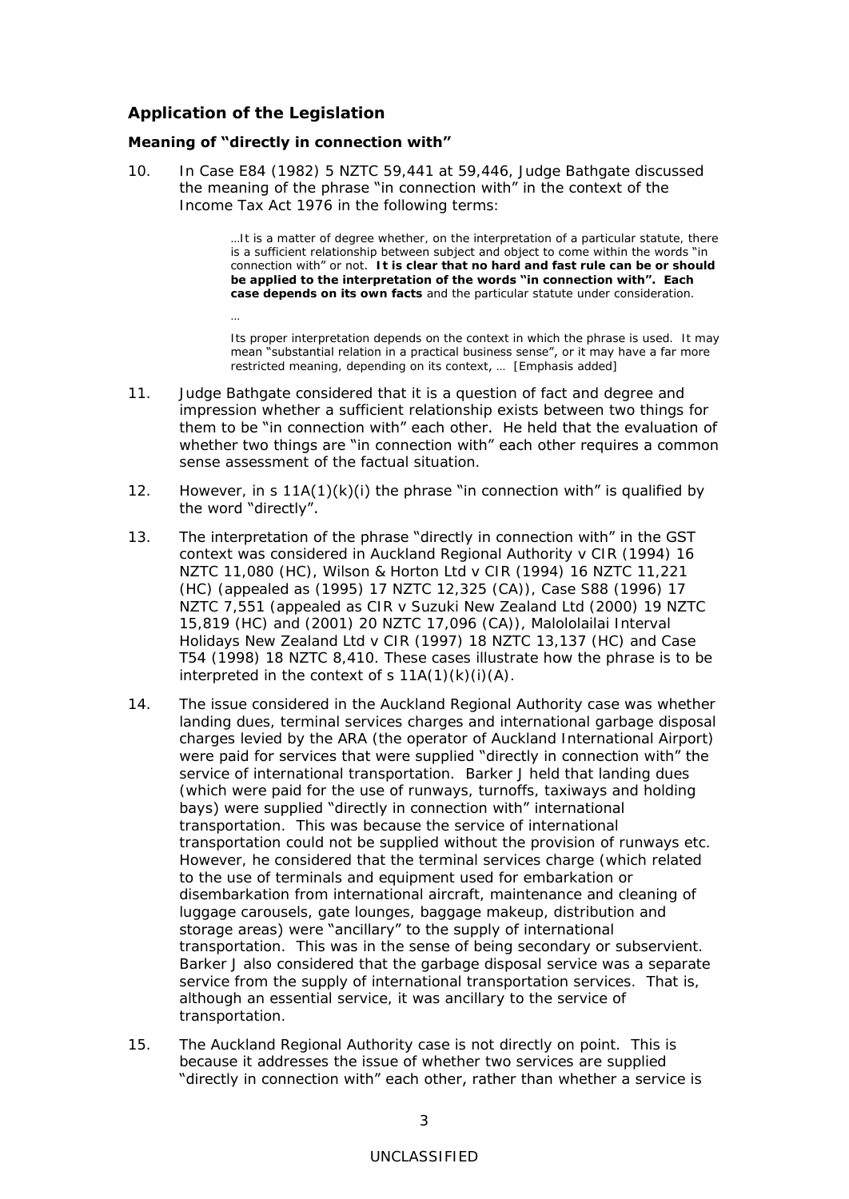## Application of the Legislation

### Meaning of "directly in connection with"

10. In Case E84 (1982) 5 NZTC 59,441 at 59,446, Judge Bathgate discussed the meaning of the phrase "in connection with" in the context of the Income Tax Act 1976 in the following terms:

> …It is a matter of degree whether, on the interpretation of a particular statute, there is a sufficient relationship between subject and object to come within the words "in connection with" or not. **It is clear that no hard and fast rule can be or should be applied to the interpretation of the words "in connection with". Each case depends on its own facts** and the particular statute under consideration.
>
> …
>
> Its proper interpretation depends on the context in which the phrase is used. It may mean "substantial relation in a practical business sense", or it may have a far more restricted meaning, depending on its context, … [Emphasis added]

11. Judge Bathgate considered that it is a question of fact and degree and impression whether a sufficient relationship exists between two things for them to be "in connection with" each other. He held that the evaluation of whether two things are "in connection with" each other requires a common sense assessment of the factual situation.

12. However, in s 11A(1)(k)(i) the phrase "in connection with" is qualified by the word "directly".

13. The interpretation of the phrase "directly in connection with" in the GST context was considered in Auckland Regional Authority v CIR (1994) 16 NZTC 11,080 (HC), Wilson & Horton Ltd v CIR (1994) 16 NZTC 11,221 (HC) (appealed as (1995) 17 NZTC 12,325 (CA)), Case S88 (1996) 17 NZTC 7,551 (appealed as CIR v Suzuki New Zealand Ltd (2000) 19 NZTC 15,819 (HC) and (2001) 20 NZTC 17,096 (CA)), Malololailai Interval Holidays New Zealand Ltd v CIR (1997) 18 NZTC 13,137 (HC) and Case T54 (1998) 18 NZTC 8,410. These cases illustrate how the phrase is to be interpreted in the context of s 11A(1)(k)(i)(A).

14. The issue considered in the Auckland Regional Authority case was whether landing dues, terminal services charges and international garbage disposal charges levied by the ARA (the operator of Auckland International Airport) were paid for services that were supplied "directly in connection with" the service of international transportation. Barker J held that landing dues (which were paid for the use of runways, turnoffs, taxiways and holding bays) were supplied "directly in connection with" international transportation. This was because the service of international transportation could not be supplied without the provision of runways etc. However, he considered that the terminal services charge (which related to the use of terminals and equipment used for embarkation or disembarkation from international aircraft, maintenance and cleaning of luggage carousels, gate lounges, baggage makeup, distribution and storage areas) were "ancillary" to the supply of international transportation. This was in the sense of being secondary or subservient. Barker J also considered that the garbage disposal service was a separate service from the supply of international transportation services. That is, although an essential service, it was ancillary to the service of transportation.

15. The Auckland Regional Authority case is not directly on point. This is because it addresses the issue of whether two services are supplied "directly in connection with" each other, rather than whether a service is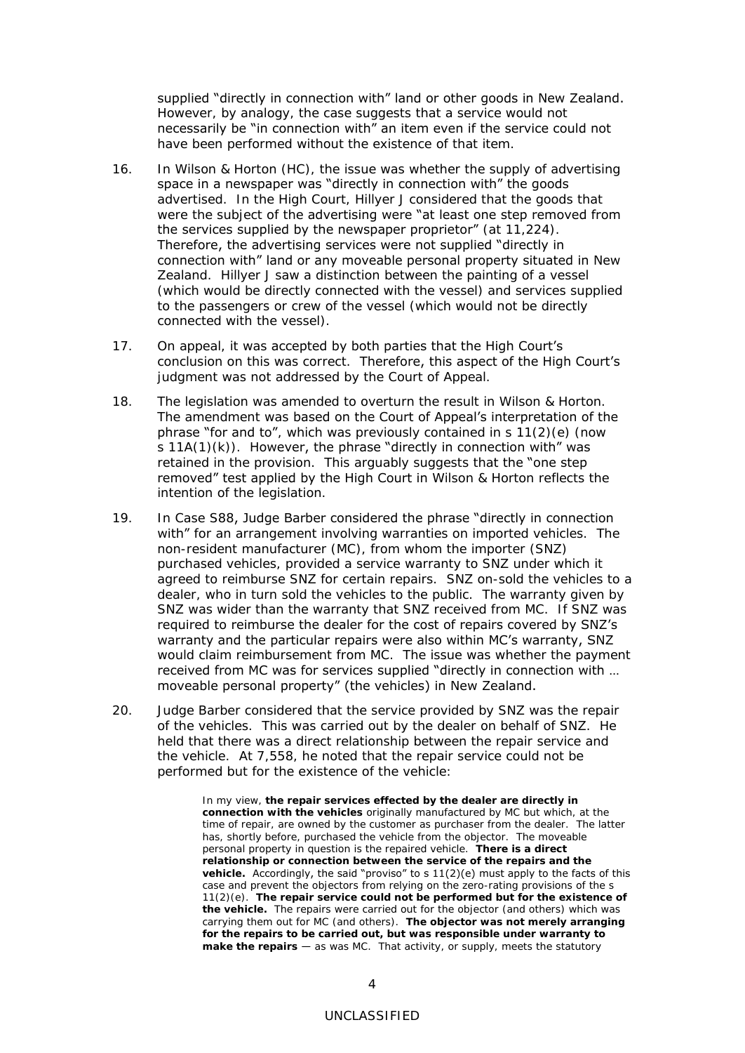supplied "directly in connection with" land or other goods in New Zealand. However, by analogy, the case suggests that a service would not necessarily be "in connection with" an item even if the service could not have been performed without the existence of that item.

16. In *Wilson & Horton* (HC), the issue was whether the supply of advertising space in a newspaper was "directly in connection with" the goods advertised. In the High Court, Hillyer J considered that the goods that were the subject of the advertising were "at least one step removed from the services supplied by the newspaper proprietor" (at 11,224). Therefore, the advertising services were not supplied "directly in connection with" land or any moveable personal property situated in New Zealand. Hillyer J saw a distinction between the painting of a vessel (which would be directly connected with the vessel) and services supplied to the passengers or crew of the vessel (which would not be directly connected with the vessel).

17. On appeal, it was accepted by both parties that the High Court's conclusion on this was correct. Therefore, this aspect of the High Court's judgment was not addressed by the Court of Appeal.

18. The legislation was amended to overturn the result in *Wilson & Horton*. The amendment was based on the Court of Appeal's interpretation of the phrase "for and to", which was previously contained in s 11(2)(e) (now s 11A(1)(k)). However, the phrase "directly in connection with" was retained in the provision. This arguably suggests that the "one step removed" test applied by the High Court in *Wilson & Horton* reflects the intention of the legislation.

19. In *Case S88*, Judge Barber considered the phrase "directly in connection with" for an arrangement involving warranties on imported vehicles. The non-resident manufacturer (MC), from whom the importer (SNZ) purchased vehicles, provided a service warranty to SNZ under which it agreed to reimburse SNZ for certain repairs. SNZ on-sold the vehicles to a dealer, who in turn sold the vehicles to the public. The warranty given by SNZ was wider than the warranty that SNZ received from MC. If SNZ was required to reimburse the dealer for the cost of repairs covered by SNZ's warranty and the particular repairs were also within MC's warranty, SNZ would claim reimbursement from MC. The issue was whether the payment received from MC was for services supplied "directly in connection with … moveable personal property" (the vehicles) in New Zealand.

20. Judge Barber considered that the service provided by SNZ was the repair of the vehicles. This was carried out by the dealer on behalf of SNZ. He held that there was a direct relationship between the repair service and the vehicle. At 7,558, he noted that the repair service could not be performed but for the existence of the vehicle:

> In my view, **the repair services effected by the dealer are directly in connection with the vehicles** originally manufactured by MC but which, at the time of repair, are owned by the customer as purchaser from the dealer. The latter has, shortly before, purchased the vehicle from the objector. The moveable personal property in question is the repaired vehicle. **There is a direct relationship or connection between the service of the repairs and the vehicle.** Accordingly, the said "proviso" to s 11(2)(e) must apply to the facts of this case and prevent the objectors from relying on the zero-rating provisions of the s 11(2)(e). **The repair service could not be performed but for the existence of the vehicle.** The repairs were carried out for the objector (and others) which was carrying them out for MC (and others). **The objector was not merely arranging for the repairs to be carried out, but was responsible under warranty to make the repairs** — as was MC. That activity, or supply, meets the statutory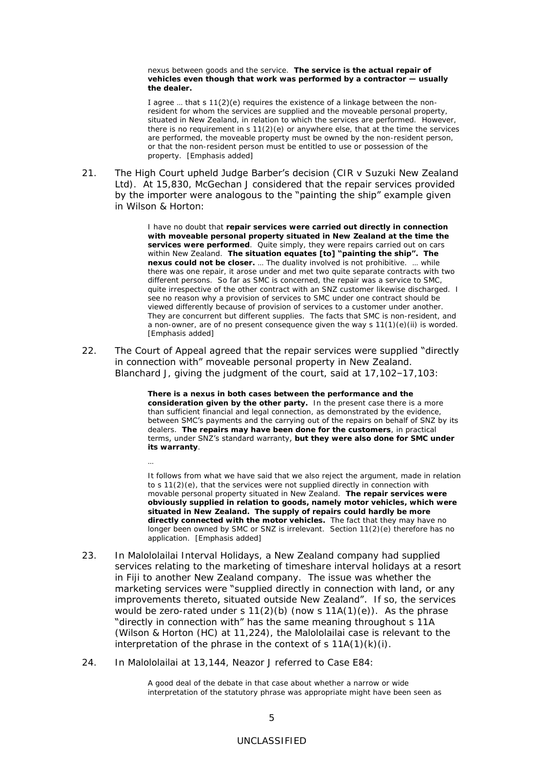> nexus between goods and the service. **The service is the actual repair of vehicles even though that work was performed by a contractor — usually the dealer.**
>
> I agree … that s 11(2)(e) requires the existence of a linkage between the non-resident for whom the services are supplied and the moveable personal property, situated in New Zealand, in relation to which the services are performed. However, there is no requirement in s 11(2)(e) or anywhere else, that at the time the services are performed, the moveable property must be owned by the non-resident person, or that the non-resident person must be entitled to use or possession of the property. [Emphasis added]

21. The High Court upheld Judge Barber's decision (*CIR v Suzuki New Zealand Ltd*). At 15,830, McGechan J considered that the repair services provided by the importer were analogous to the "painting the ship" example given in *Wilson & Horton*:

> I have no doubt that **repair services were carried out directly in connection with moveable personal property situated in New Zealand at the time the services were performed**. Quite simply, they were repairs carried out on cars within New Zealand. **The situation equates [to] "painting the ship". The nexus could not be closer.** … The duality involved is not prohibitive. … while there was one repair, it arose under and met two quite separate contracts with two different persons. So far as SMC is concerned, the repair was a service to SMC, quite irrespective of the other contract with an SNZ customer likewise discharged. I see no reason why a provision of services to SMC under one contract should be viewed differently because of provision of services to a customer under another. They are concurrent but different supplies. The facts that SMC is non-resident, and a non-owner, are of no present consequence given the way s 11(1)(e)(ii) is worded. [Emphasis added]

22. The Court of Appeal agreed that the repair services were supplied "directly in connection with" moveable personal property in New Zealand. Blanchard J, giving the judgment of the court, said at 17,102–17,103:

> **There is a nexus in both cases between the performance and the consideration given by the other party.** In the present case there is a more than sufficient financial and legal connection, as demonstrated by the evidence, between SMC's payments and the carrying out of the repairs on behalf of SNZ by its dealers. **The repairs may have been done for the customers**, in practical terms, under SNZ's standard warranty, **but they were also done for SMC under its warranty**.
>
> …
>
> It follows from what we have said that we also reject the argument, made in relation to s 11(2)(e), that the services were not supplied directly in connection with movable personal property situated in New Zealand. **The repair services were obviously supplied in relation to goods, namely motor vehicles, which were situated in New Zealand. The supply of repairs could hardly be more directly connected with the motor vehicles.** The fact that they may have no longer been owned by SMC or SNZ is irrelevant. Section 11(2)(e) therefore has no application. [Emphasis added]

23. In *Malololailai Interval Holidays*, a New Zealand company had supplied services relating to the marketing of timeshare interval holidays at a resort in Fiji to another New Zealand company. The issue was whether the marketing services were "supplied directly in connection with land, or any improvements thereto, situated outside New Zealand". If so, the services would be zero-rated under s 11(2)(b) (now s 11A(1)(e)). As the phrase "directly in connection with" has the same meaning throughout s 11A (*Wilson & Horton* (HC) at 11,224), the *Malololailai* case is relevant to the interpretation of the phrase in the context of s 11A(1)(k)(i).

24. In *Malololailai* at 13,144, Neazor J referred to *Case E84*:

> A good deal of the debate in that case about whether a narrow or wide interpretation of the statutory phrase was appropriate might have been seen as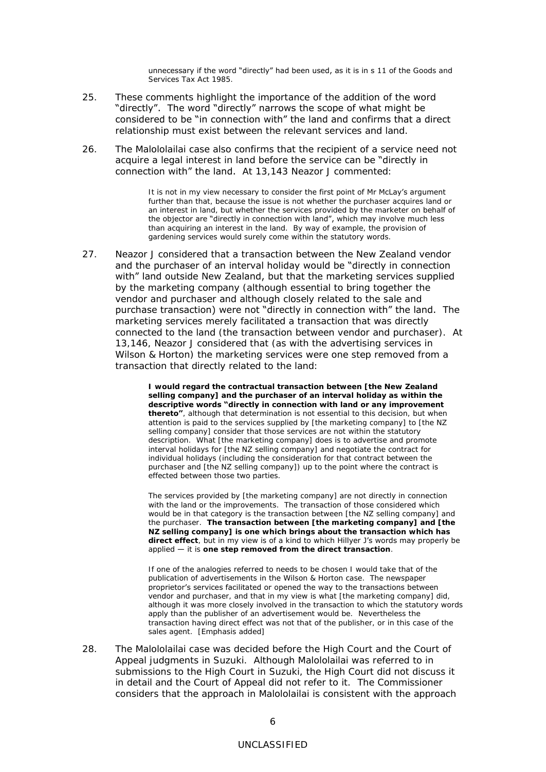unnecessary if the word "directly" had been used, as it is in s 11 of the Goods and Services Tax Act 1985.

25. These comments highlight the importance of the addition of the word "directly". The word "directly" narrows the scope of what might be considered to be "in connection with" the land and confirms that a direct relationship must exist between the relevant services and land.

26. The Malololailai case also confirms that the recipient of a service need not acquire a legal interest in land before the service can be "directly in connection with" the land. At 13,143 Neazor J commented:

> It is not in my view necessary to consider the first point of Mr McLay's argument further than that, because the issue is not whether the purchaser acquires land or an interest in land, but whether the services provided by the marketer on behalf of the objector are "directly in connection with land", which may involve much less than acquiring an interest in the land. By way of example, the provision of gardening services would surely come within the statutory words.

27. Neazor J considered that a transaction between the New Zealand vendor and the purchaser of an interval holiday would be "directly in connection with" land outside New Zealand, but that the marketing services supplied by the marketing company (although essential to bring together the vendor and purchaser and although closely related to the sale and purchase transaction) were not "directly in connection with" the land. The marketing services merely facilitated a transaction that was directly connected to the land (the transaction between vendor and purchaser). At 13,146, Neazor J considered that (as with the advertising services in Wilson & Horton) the marketing services were one step removed from a transaction that directly related to the land:

> **I would regard the contractual transaction between [the New Zealand selling company] and the purchaser of an interval holiday as within the descriptive words "directly in connection with land or any improvement thereto"**, although that determination is not essential to this decision, but when attention is paid to the services supplied by [the marketing company] to [the NZ selling company] consider that those services are not within the statutory description. What [the marketing company] does is to advertise and promote interval holidays for [the NZ selling company] and negotiate the contract for individual holidays (including the consideration for that contract between the purchaser and [the NZ selling company]) up to the point where the contract is effected between those two parties.
>
> The services provided by [the marketing company] are not directly in connection with the land or the improvements. The transaction of those considered which would be in that category is the transaction between [the NZ selling company] and the purchaser. **The transaction between [the marketing company] and [the NZ selling company] is one which brings about the transaction which has direct effect**, but in my view is of a kind to which Hillyer J's words may properly be applied — it is **one step removed from the direct transaction**.
>
> If one of the analogies referred to needs to be chosen I would take that of the publication of advertisements in the Wilson & Horton case. The newspaper proprietor's services facilitated or opened the way to the transactions between vendor and purchaser, and that in my view is what [the marketing company] did, although it was more closely involved in the transaction to which the statutory words apply than the publisher of an advertisement would be. Nevertheless the transaction having direct effect was not that of the publisher, or in this case of the sales agent. [Emphasis added]

28. The Malololailai case was decided before the High Court and the Court of Appeal judgments in Suzuki. Although Malololailai was referred to in submissions to the High Court in Suzuki, the High Court did not discuss it in detail and the Court of Appeal did not refer to it. The Commissioner considers that the approach in Malololailai is consistent with the approach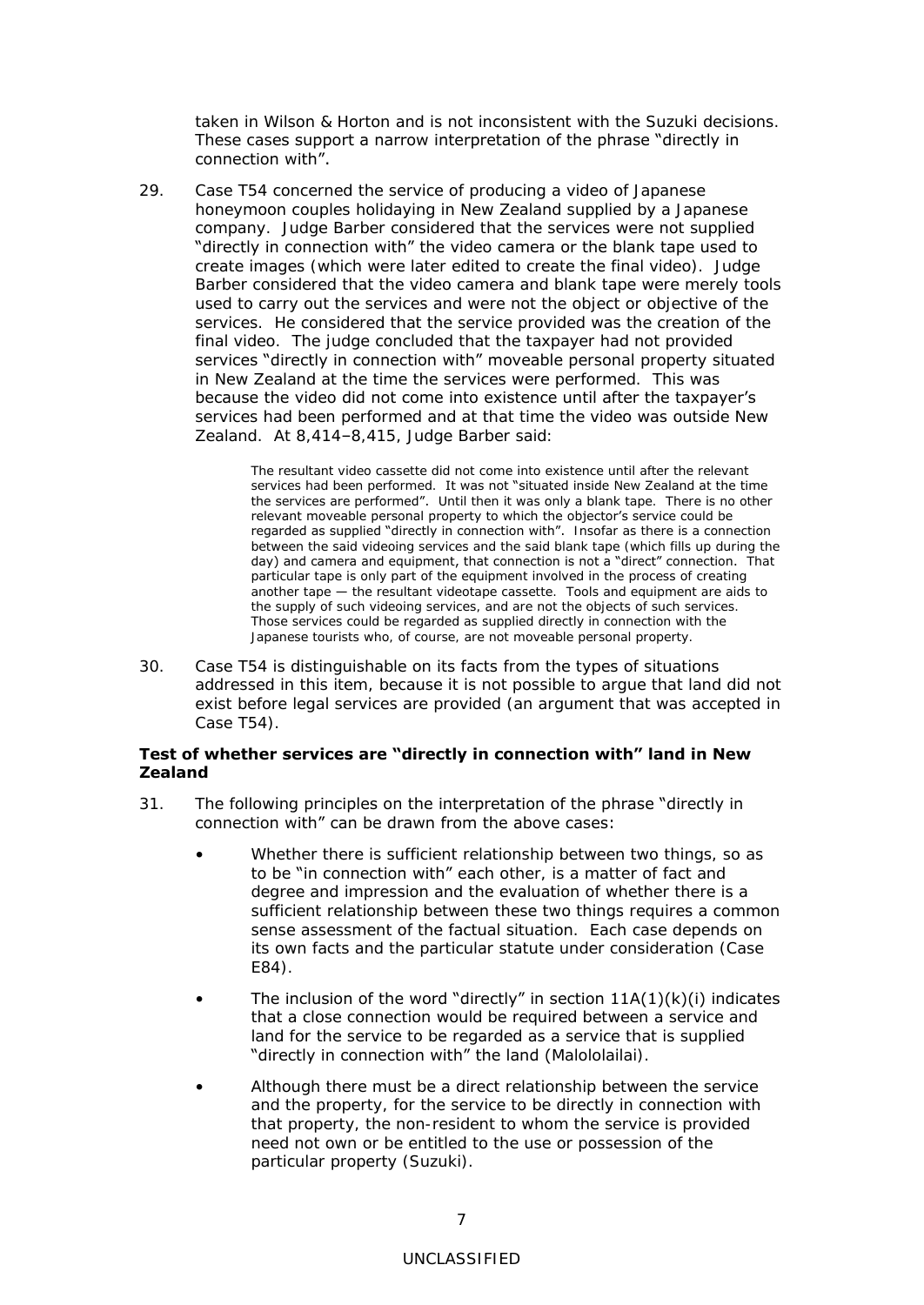taken in Wilson & Horton and is not inconsistent with the Suzuki decisions. These cases support a narrow interpretation of the phrase "directly in connection with".

29. Case T54 concerned the service of producing a video of Japanese honeymoon couples holidaying in New Zealand supplied by a Japanese company. Judge Barber considered that the services were not supplied "directly in connection with" the video camera or the blank tape used to create images (which were later edited to create the final video). Judge Barber considered that the video camera and blank tape were merely tools used to carry out the services and were not the object or objective of the services. He considered that the service provided was the creation of the final video. The judge concluded that the taxpayer had not provided services "directly in connection with" moveable personal property situated in New Zealand at the time the services were performed. This was because the video did not come into existence until after the taxpayer's services had been performed and at that time the video was outside New Zealand. At 8,414–8,415, Judge Barber said:

> The resultant video cassette did not come into existence until after the relevant services had been performed. It was not "situated inside New Zealand at the time the services are performed". Until then it was only a blank tape. There is no other relevant moveable personal property to which the objector's service could be regarded as supplied "directly in connection with". Insofar as there is a connection between the said videoing services and the said blank tape (which fills up during the day) and camera and equipment, that connection is not a "direct" connection. That particular tape is only part of the equipment involved in the process of creating another tape — the resultant videotape cassette. Tools and equipment are aids to the supply of such videoing services, and are not the objects of such services. Those services could be regarded as supplied directly in connection with the Japanese tourists who, of course, are not moveable personal property.

30. Case T54 is distinguishable on its facts from the types of situations addressed in this item, because it is not possible to argue that land did not exist before legal services are provided (an argument that was accepted in Case T54).

**Test of whether services are "directly in connection with" land in New Zealand**

31. The following principles on the interpretation of the phrase "directly in connection with" can be drawn from the above cases:

- Whether there is sufficient relationship between two things, so as to be "in connection with" each other, is a matter of fact and degree and impression and the evaluation of whether there is a sufficient relationship between these two things requires a common sense assessment of the factual situation. Each case depends on its own facts and the particular statute under consideration (Case E84).
- The inclusion of the word "directly" in section 11A(1)(k)(i) indicates that a close connection would be required between a service and land for the service to be regarded as a service that is supplied "directly in connection with" the land (Malololailai).
- Although there must be a direct relationship between the service and the property, for the service to be directly in connection with that property, the non-resident to whom the service is provided need not own or be entitled to the use or possession of the particular property (Suzuki).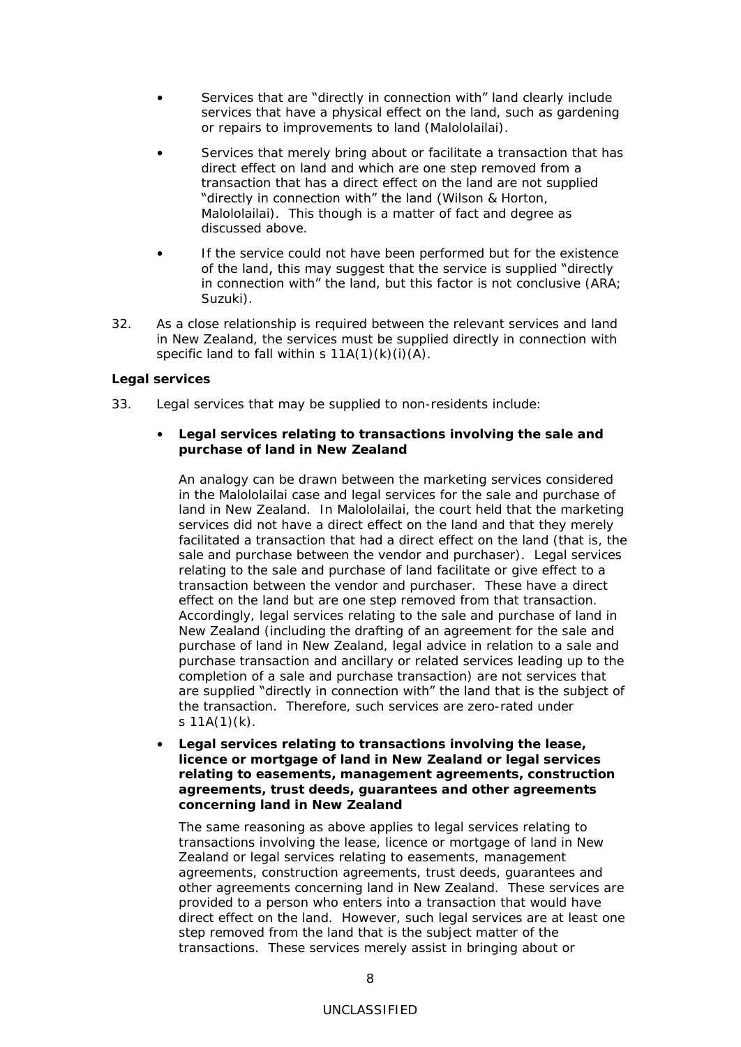- Services that are "directly in connection with" land clearly include services that have a physical effect on the land, such as gardening or repairs to improvements to land (Malololailai).
- Services that merely bring about or facilitate a transaction that has direct effect on land and which are one step removed from a transaction that has a direct effect on the land are not supplied "directly in connection with" the land (Wilson & Horton, Malololailai). This though is a matter of fact and degree as discussed above.
- If the service could not have been performed but for the existence of the land, this may suggest that the service is supplied "directly in connection with" the land, but this factor is not conclusive (ARA; Suzuki).

32. As a close relationship is required between the relevant services and land in New Zealand, the services must be supplied directly in connection with specific land to fall within s 11A(1)(k)(i)(A).

**Legal services**

33. Legal services that may be supplied to non-residents include:

- **Legal services relating to transactions involving the sale and purchase of land in New Zealand**

  An analogy can be drawn between the marketing services considered in the Malololailai case and legal services for the sale and purchase of land in New Zealand. In Malololailai, the court held that the marketing services did not have a direct effect on the land and that they merely facilitated a transaction that had a direct effect on the land (that is, the sale and purchase between the vendor and purchaser). Legal services relating to the sale and purchase of land facilitate or give effect to a transaction between the vendor and purchaser. These have a direct effect on the land but are one step removed from that transaction. Accordingly, legal services relating to the sale and purchase of land in New Zealand (including the drafting of an agreement for the sale and purchase of land in New Zealand, legal advice in relation to a sale and purchase transaction and ancillary or related services leading up to the completion of a sale and purchase transaction) are not services that are supplied "directly in connection with" the land that is the subject of the transaction. Therefore, such services are zero-rated under s 11A(1)(k).

- **Legal services relating to transactions involving the lease, licence or mortgage of land in New Zealand or legal services relating to easements, management agreements, construction agreements, trust deeds, guarantees and other agreements concerning land in New Zealand**

  The same reasoning as above applies to legal services relating to transactions involving the lease, licence or mortgage of land in New Zealand or legal services relating to easements, management agreements, construction agreements, trust deeds, guarantees and other agreements concerning land in New Zealand. These services are provided to a person who enters into a transaction that would have direct effect on the land. However, such legal services are at least one step removed from the land that is the subject matter of the transactions. These services merely assist in bringing about or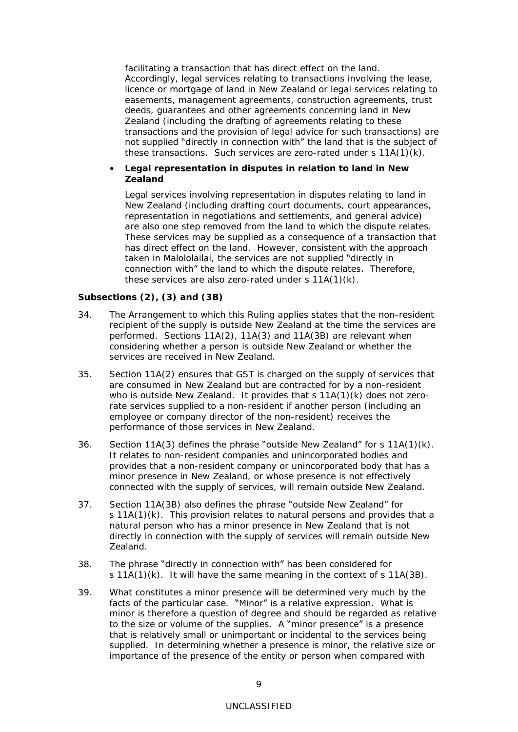facilitating a transaction that has direct effect on the land. Accordingly, legal services relating to transactions involving the lease, licence or mortgage of land in New Zealand or legal services relating to easements, management agreements, construction agreements, trust deeds, guarantees and other agreements concerning land in New Zealand (including the drafting of agreements relating to these transactions and the provision of legal advice for such transactions) are not supplied "directly in connection with" the land that is the subject of these transactions. Such services are zero-rated under s 11A(1)(k).

- **Legal representation in disputes in relation to land in New Zealand**

  Legal services involving representation in disputes relating to land in New Zealand (including drafting court documents, court appearances, representation in negotiations and settlements, and general advice) are also one step removed from the land to which the dispute relates. These services may be supplied as a consequence of a transaction that has direct effect on the land. However, consistent with the approach taken in *Malololailai*, the services are not supplied "directly in connection with" the land to which the dispute relates. Therefore, these services are also zero-rated under s 11A(1)(k).

### Subsections (2), (3) and (3B)

34. The Arrangement to which this Ruling applies states that the non-resident recipient of the supply is outside New Zealand at the time the services are performed. Sections 11A(2), 11A(3) and 11A(3B) are relevant when considering whether a person is outside New Zealand or whether the services are received in New Zealand.

35. Section 11A(2) ensures that GST is charged on the supply of services that are consumed in New Zealand but are contracted for by a non-resident who is outside New Zealand. It provides that s 11A(1)(k) does not zero-rate services supplied to a non-resident if another person (including an employee or company director of the non-resident) receives the performance of those services in New Zealand.

36. Section 11A(3) defines the phrase "outside New Zealand" for s 11A(1)(k). It relates to non-resident companies and unincorporated bodies and provides that a non-resident company or unincorporated body that has a minor presence in New Zealand, or whose presence is not effectively connected with the supply of services, will remain outside New Zealand.

37. Section 11A(3B) also defines the phrase "outside New Zealand" for s 11A(1)(k). This provision relates to natural persons and provides that a natural person who has a minor presence in New Zealand that is not directly in connection with the supply of services will remain outside New Zealand.

38. The phrase "directly in connection with" has been considered for s 11A(1)(k). It will have the same meaning in the context of s 11A(3B).

39. What constitutes a minor presence will be determined very much by the facts of the particular case. "Minor" is a relative expression. What is minor is therefore a question of degree and should be regarded as relative to the size or volume of the supplies. A "minor presence" is a presence that is relatively small or unimportant or incidental to the services being supplied. In determining whether a presence is minor, the relative size or importance of the presence of the entity or person when compared with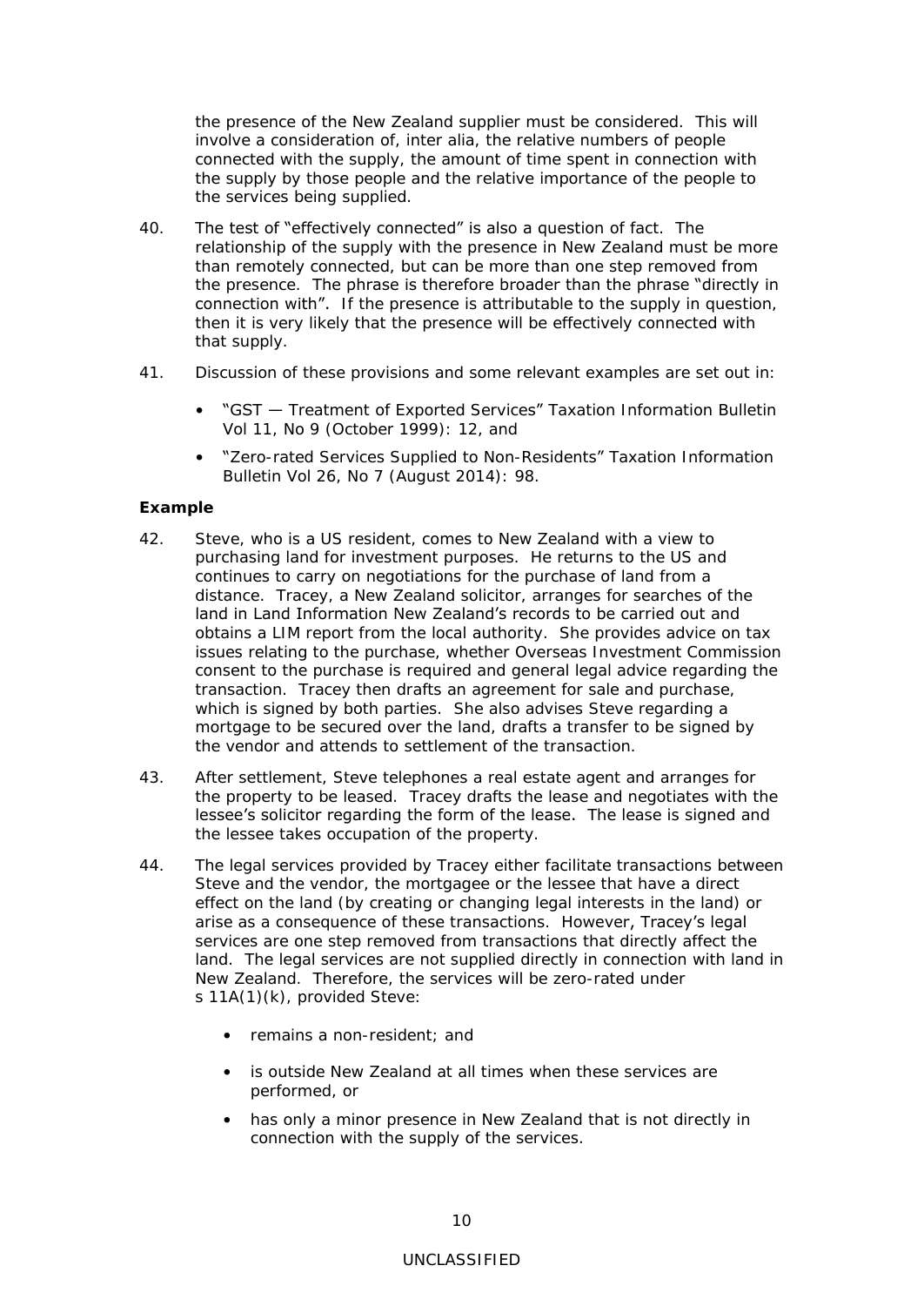the presence of the New Zealand supplier must be considered. This will involve a consideration of, inter alia, the relative numbers of people connected with the supply, the amount of time spent in connection with the supply by those people and the relative importance of the people to the services being supplied.

40. The test of "effectively connected" is also a question of fact. The relationship of the supply with the presence in New Zealand must be more than remotely connected, but can be more than one step removed from the presence. The phrase is therefore broader than the phrase "directly in connection with". If the presence is attributable to the supply in question, then it is very likely that the presence will be effectively connected with that supply.

41. Discussion of these provisions and some relevant examples are set out in:

- "GST — Treatment of Exported Services" Taxation Information Bulletin Vol 11, No 9 (October 1999): 12, and
- "Zero-rated Services Supplied to Non-Residents" Taxation Information Bulletin Vol 26, No 7 (August 2014): 98.

**Example**

42. Steve, who is a US resident, comes to New Zealand with a view to purchasing land for investment purposes. He returns to the US and continues to carry on negotiations for the purchase of land from a distance. Tracey, a New Zealand solicitor, arranges for searches of the land in Land Information New Zealand's records to be carried out and obtains a LIM report from the local authority. She provides advice on tax issues relating to the purchase, whether Overseas Investment Commission consent to the purchase is required and general legal advice regarding the transaction. Tracey then drafts an agreement for sale and purchase, which is signed by both parties. She also advises Steve regarding a mortgage to be secured over the land, drafts a transfer to be signed by the vendor and attends to settlement of the transaction.

43. After settlement, Steve telephones a real estate agent and arranges for the property to be leased. Tracey drafts the lease and negotiates with the lessee's solicitor regarding the form of the lease. The lease is signed and the lessee takes occupation of the property.

44. The legal services provided by Tracey either facilitate transactions between Steve and the vendor, the mortgagee or the lessee that have a direct effect on the land (by creating or changing legal interests in the land) or arise as a consequence of these transactions. However, Tracey's legal services are one step removed from transactions that directly affect the land. The legal services are not supplied directly in connection with land in New Zealand. Therefore, the services will be zero-rated under s 11A(1)(k), provided Steve:

- remains a non-resident; and
- is outside New Zealand at all times when these services are performed, or
- has only a minor presence in New Zealand that is not directly in connection with the supply of the services.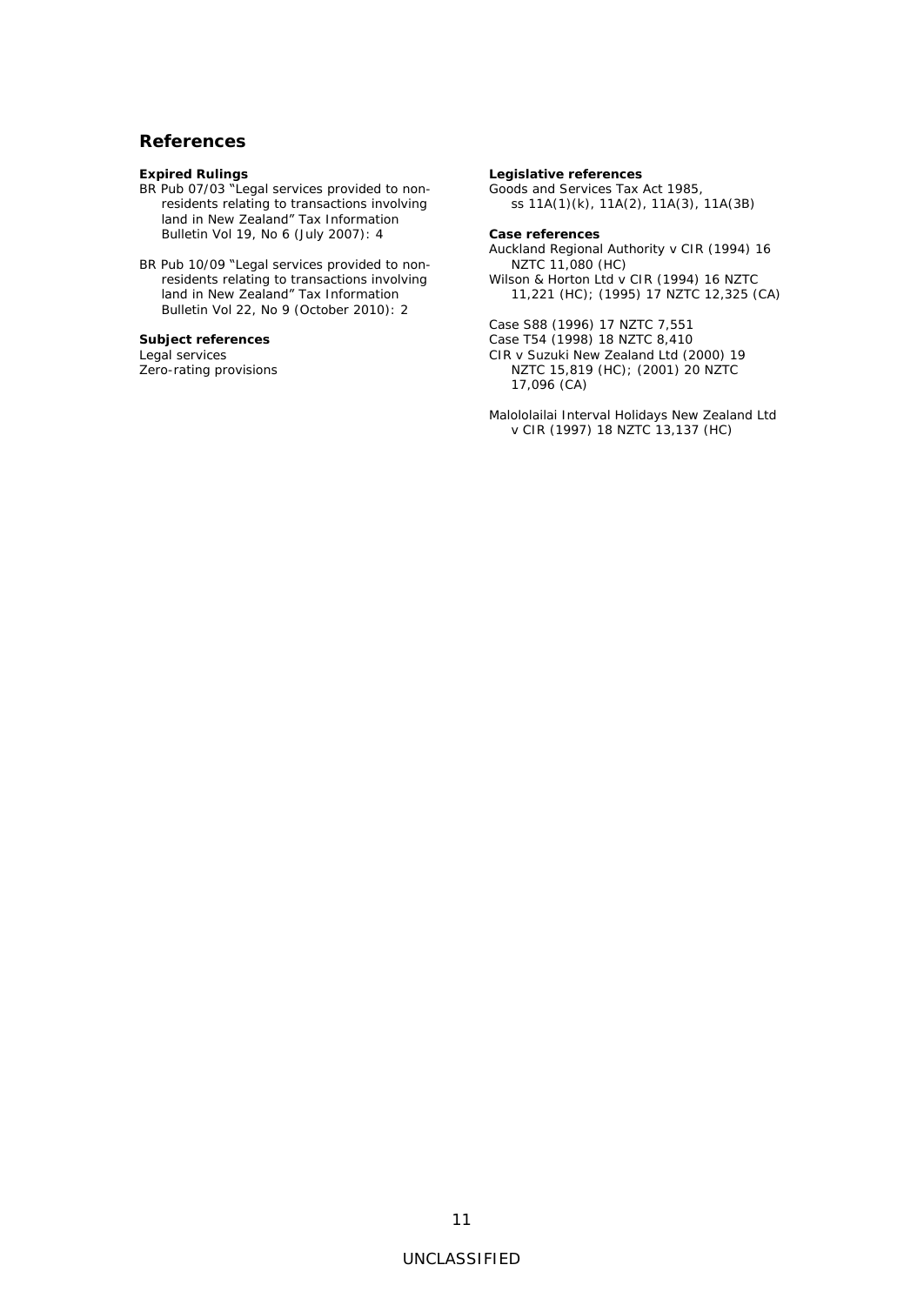## References

**Expired Rulings**

BR Pub 07/03 "Legal services provided to non-residents relating to transactions involving land in New Zealand" Tax Information Bulletin Vol 19, No 6 (July 2007): 4

BR Pub 10/09 "Legal services provided to non-residents relating to transactions involving land in New Zealand" Tax Information Bulletin Vol 22, No 9 (October 2010): 2

**Subject references**

Legal services
Zero-rating provisions

**Legislative references**

Goods and Services Tax Act 1985, ss 11A(1)(k), 11A(2), 11A(3), 11A(3B)

**Case references**

Auckland Regional Authority v CIR (1994) 16 NZTC 11,080 (HC)
Wilson & Horton Ltd v CIR (1994) 16 NZTC 11,221 (HC); (1995) 17 NZTC 12,325 (CA)

Case S88 (1996) 17 NZTC 7,551
Case T54 (1998) 18 NZTC 8,410
CIR v Suzuki New Zealand Ltd (2000) 19 NZTC 15,819 (HC); (2001) 20 NZTC 17,096 (CA)

Malololailai Interval Holidays New Zealand Ltd v CIR (1997) 18 NZTC 13,137 (HC)

UNCLASSIFIED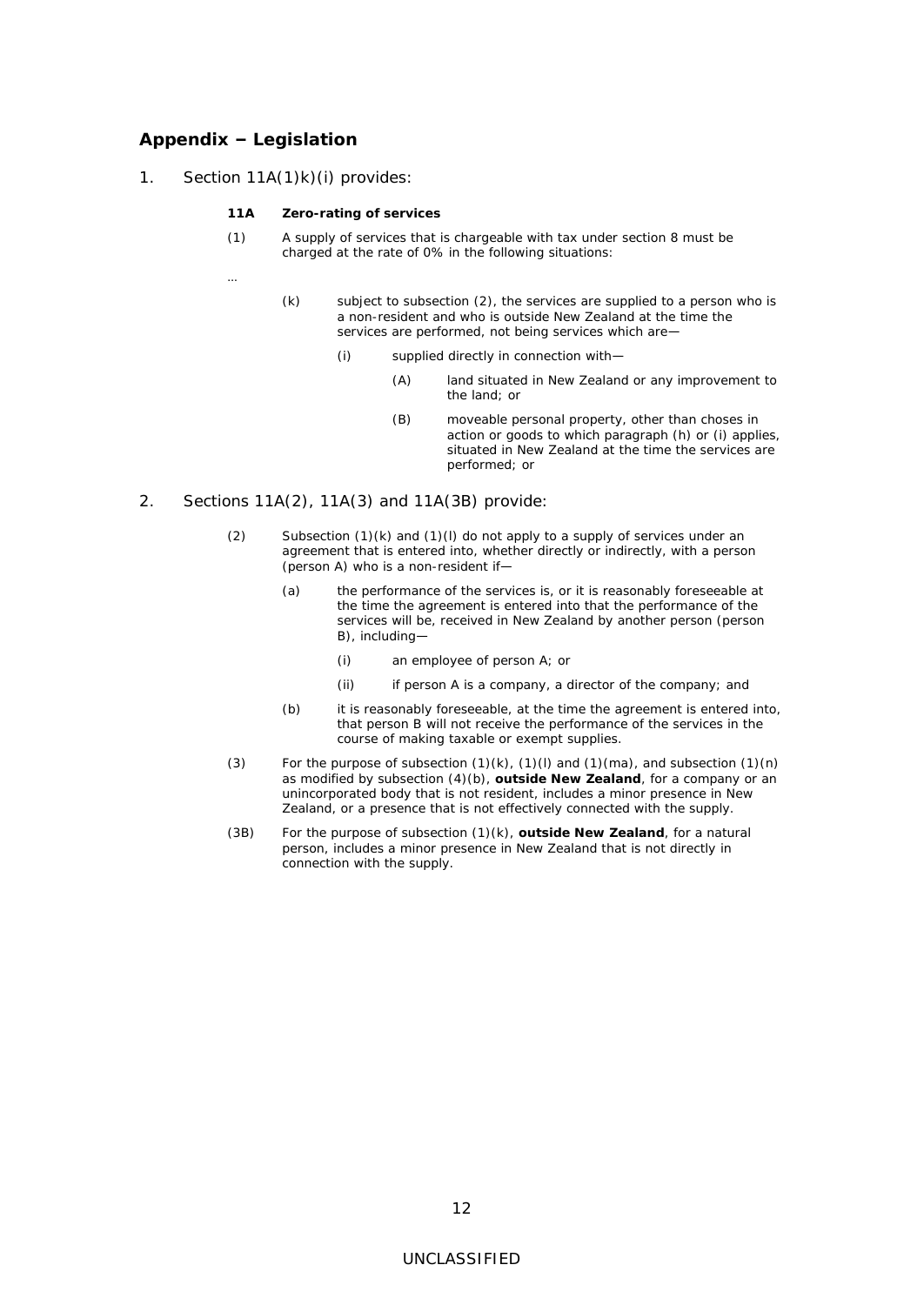## Appendix – Legislation

1. Section 11A(1)k)(i) provides:

**11A Zero-rating of services**

(1) A supply of services that is chargeable with tax under section 8 must be charged at the rate of 0% in the following situations:

…

(k) subject to subsection (2), the services are supplied to a person who is a non-resident and who is outside New Zealand at the time the services are performed, not being services which are—

(i) supplied directly in connection with—

(A) land situated in New Zealand or any improvement to the land; or

(B) moveable personal property, other than choses in action or goods to which paragraph (h) or (i) applies, situated in New Zealand at the time the services are performed; or

2. Sections 11A(2), 11A(3) and 11A(3B) provide:

(2) Subsection (1)(k) and (1)(l) do not apply to a supply of services under an agreement that is entered into, whether directly or indirectly, with a person (person A) who is a non-resident if—

(a) the performance of the services is, or it is reasonably foreseeable at the time the agreement is entered into that the performance of the services will be, received in New Zealand by another person (person B), including—

(i) an employee of person A; or

(ii) if person A is a company, a director of the company; and

(b) it is reasonably foreseeable, at the time the agreement is entered into, that person B will not receive the performance of the services in the course of making taxable or exempt supplies.

(3) For the purpose of subsection (1)(k), (1)(l) and (1)(ma), and subsection (1)(n) as modified by subsection (4)(b), **outside New Zealand**, for a company or an unincorporated body that is not resident, includes a minor presence in New Zealand, or a presence that is not effectively connected with the supply.

(3B) For the purpose of subsection (1)(k), **outside New Zealand**, for a natural person, includes a minor presence in New Zealand that is not directly in connection with the supply.

UNCLASSIFIED